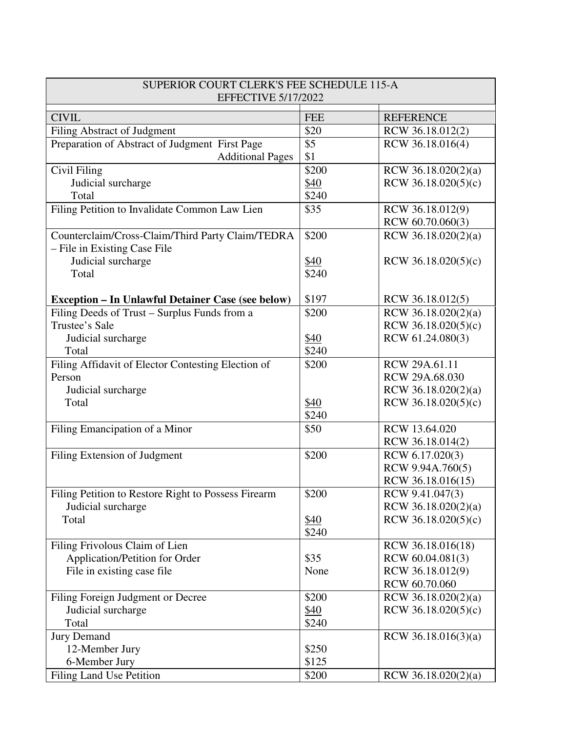| SUPERIOR COURT CLERK'S FEE SCHEDULE 115-A EFFECTIVE 5/17/2022 | | |
|---|---|---|
| CIVIL | FEE | REFERENCE |
| Filing Abstract of Judgment | $20 | RCW 36.18.012(2) |
| Preparation of Abstract of Judgment First Page<br>Additional Pages | $5<br>$1 | RCW 36.18.016(4) |
| Civil Filing<br>Judicial surcharge<br>Total | $200<br>$40<br>$240 | RCW 36.18.020(2)(a)<br>RCW 36.18.020(5)(c) |
| Filing Petition to Invalidate Common Law Lien | $35 | RCW 36.18.012(9)<br>RCW 60.70.060(3) |
| Counterclaim/Cross-Claim/Third Party Claim/TEDRA – File in Existing Case File<br>Judicial surcharge<br>Total<br><br>**Exception – In Unlawful Detainer Case (see below)** | $200<br><br>$40<br>$240<br><br>$197 | RCW 36.18.020(2)(a)<br><br>RCW 36.18.020(5)(c)<br><br><br>RCW 36.18.012(5) |
| Filing Deeds of Trust – Surplus Funds from a Trustee's Sale<br>Judicial surcharge<br>Total | $200<br><br>$40<br>$240 | RCW 36.18.020(2)(a)<br>RCW 36.18.020(5)(c)<br>RCW 61.24.080(3) |
| Filing Affidavit of Elector Contesting Election of Person<br>Judicial surcharge<br>Total | $200<br><br><br>$40<br>$240 | RCW 29A.61.11<br>RCW 29A.68.030<br>RCW 36.18.020(2)(a)<br>RCW 36.18.020(5)(c) |
| Filing Emancipation of a Minor | $50 | RCW 13.64.020<br>RCW 36.18.014(2) |
| Filing Extension of Judgment | $200 | RCW 6.17.020(3)<br>RCW 9.94A.760(5)<br>RCW 36.18.016(15) |
| Filing Petition to Restore Right to Possess Firearm<br>Judicial surcharge<br>Total | $200<br><br>$40<br>$240 | RCW 9.41.047(3)<br>RCW 36.18.020(2)(a)<br>RCW 36.18.020(5)(c) |
| Filing Frivolous Claim of Lien<br>Application/Petition for Order<br>File in existing case file | <br>$35<br>None | RCW 36.18.016(18)<br>RCW 60.04.081(3)<br>RCW 36.18.012(9)<br>RCW 60.70.060 |
| Filing Foreign Judgment or Decree<br>Judicial surcharge<br>Total | $200<br>$40<br>$240 | RCW 36.18.020(2)(a)<br>RCW 36.18.020(5)(c) |
| Jury Demand<br>12-Member Jury<br>6-Member Jury | <br>$250<br>$125 | RCW 36.18.016(3)(a) |
| Filing Land Use Petition | $200 | RCW 36.18.020(2)(a) |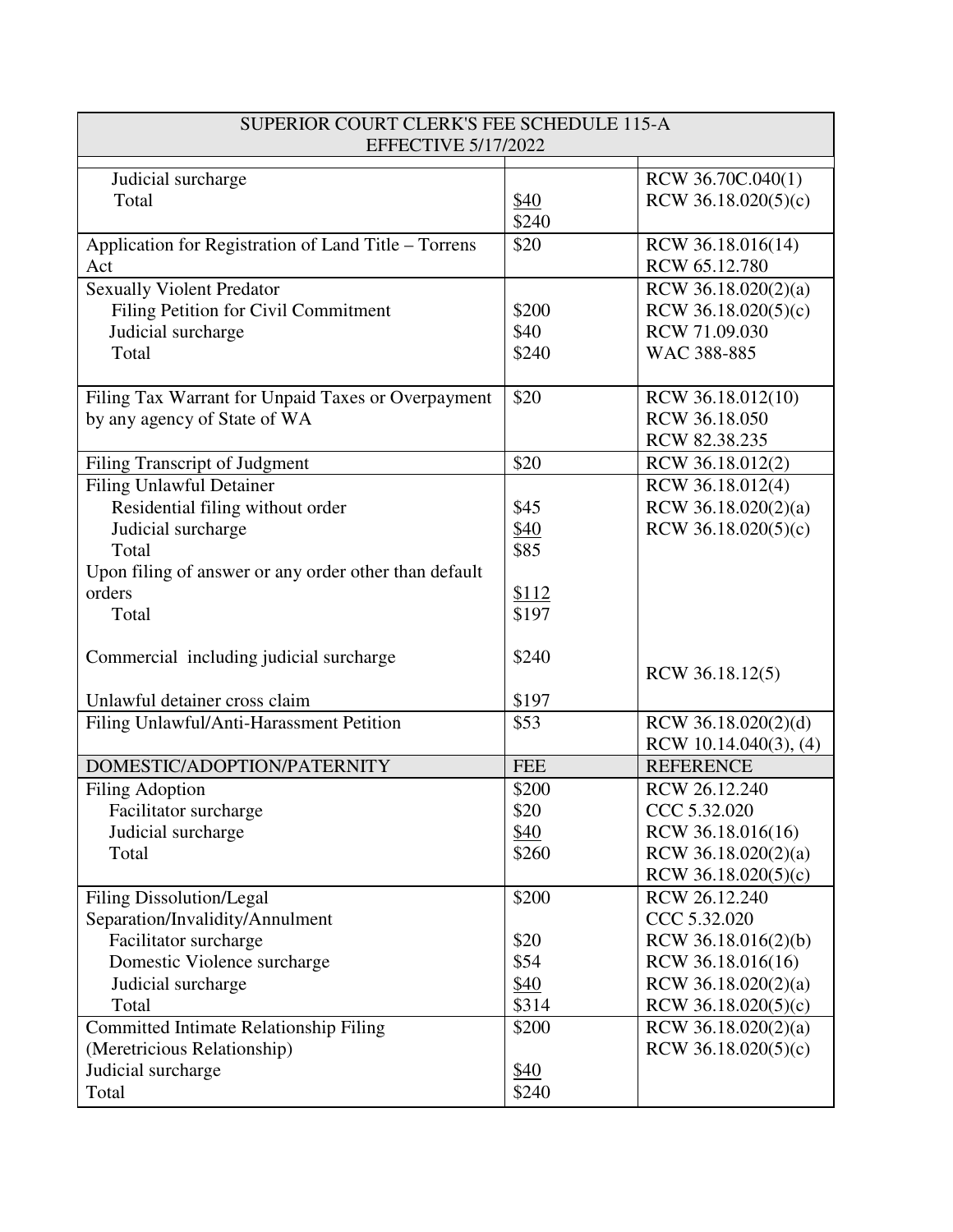| SUPERIOR COURT CLERK'S FEE SCHEDULE 115-A EFFECTIVE 5/17/2022 | | |
|---|---|---|
| Judicial surcharge<br>Total | <br>$40<br>$240 | RCW 36.70C.040(1)<br>RCW 36.18.020(5)(c) |
| Application for Registration of Land Title – Torrens Act | $20 | RCW 36.18.016(14)<br>RCW 65.12.780 |
| Sexually Violent Predator<br>Filing Petition for Civil Commitment<br>Judicial surcharge<br>Total | <br>$200<br>$40<br>$240 | RCW 36.18.020(2)(a)<br>RCW 36.18.020(5)(c)<br>RCW 71.09.030<br>WAC 388-885 |
| Filing Tax Warrant for Unpaid Taxes or Overpayment by any agency of State of WA | $20 | RCW 36.18.012(10)<br>RCW 36.18.050<br>RCW 82.38.235 |
| Filing Transcript of Judgment | $20 | RCW 36.18.012(2) |
| Filing Unlawful Detainer<br>Residential filing without order<br>Judicial surcharge<br>Total<br>Upon filing of answer or any order other than default orders<br>Total<br><br>Commercial including judicial surcharge<br><br>Unlawful detainer cross claim | <br>$45<br>$40<br>$85<br><br>$112<br>$197<br><br>$240<br><br>$197 | RCW 36.18.012(4)<br>RCW 36.18.020(2)(a)<br>RCW 36.18.020(5)(c)<br><br><br><br><br><br>RCW 36.18.12(5) |
| Filing Unlawful/Anti-Harassment Petition | $53 | RCW 36.18.020(2)(d)<br>RCW 10.14.040(3), (4) |
| DOMESTIC/ADOPTION/PATERNITY | FEE | REFERENCE |
| Filing Adoption<br>Facilitator surcharge<br>Judicial surcharge<br>Total | $200<br>$20<br>$40<br>$260 | RCW 26.12.240<br>CCC 5.32.020<br>RCW 36.18.016(16)<br>RCW 36.18.020(2)(a)<br>RCW 36.18.020(5)(c) |
| Filing Dissolution/Legal Separation/Invalidity/Annulment<br>Facilitator surcharge<br>Domestic Violence surcharge<br>Judicial surcharge<br>Total | $200<br><br>$20<br>$54<br>$40<br>$314 | RCW 26.12.240<br>CCC 5.32.020<br>RCW 36.18.016(2)(b)<br>RCW 36.18.016(16)<br>RCW 36.18.020(2)(a)<br>RCW 36.18.020(5)(c) |
| Committed Intimate Relationship Filing (Meretricious Relationship)<br>Judicial surcharge<br>Total | $200<br><br>$40<br>$240 | RCW 36.18.020(2)(a)<br>RCW 36.18.020(5)(c) |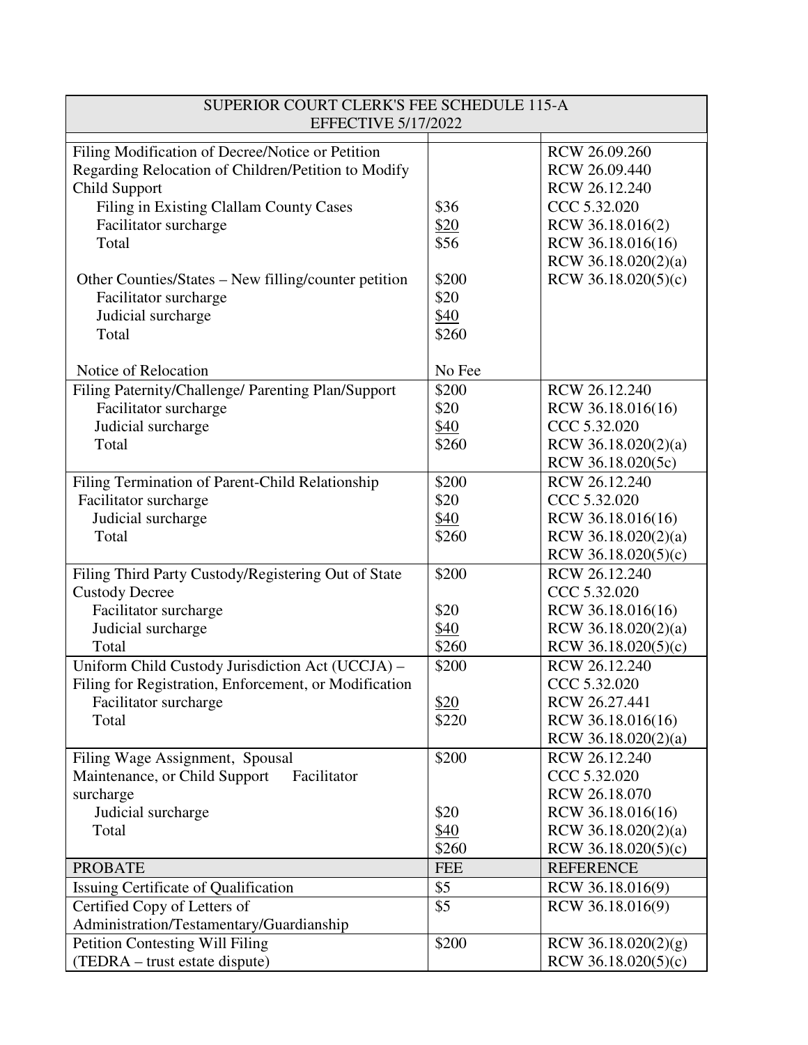| SUPERIOR COURT CLERK'S FEE SCHEDULE 115-A EFFECTIVE 5/17/2022 | | |
|---|---|---|
| Filing Modification of Decree/Notice or Petition Regarding Relocation of Children/Petition to Modify Child Support<br>Filing in Existing Clallam County Cases<br>Facilitator surcharge<br>Total<br><br>Other Counties/States – New filling/counter petition<br>Facilitator surcharge<br>Judicial surcharge<br>Total<br><br>Notice of Relocation | <br><br><br>\$36<br>\$20<br>\$56<br><br>\$200<br>\$20<br>\$40<br>\$260<br><br>No Fee | RCW 26.09.260<br>RCW 26.09.440<br>RCW 26.12.240<br>CCC 5.32.020<br>RCW 36.18.016(2)<br>RCW 36.18.016(16)<br>RCW 36.18.020(2)(a)<br>RCW 36.18.020(5)(c) |
| Filing Paternity/Challenge/ Parenting Plan/Support<br>Facilitator surcharge<br>Judicial surcharge<br>Total | \$200<br>\$20<br>\$40<br>\$260 | RCW 26.12.240<br>RCW 36.18.016(16)<br>CCC 5.32.020<br>RCW 36.18.020(2)(a)<br>RCW 36.18.020(5c) |
| Filing Termination of Parent-Child Relationship<br>Facilitator surcharge<br>Judicial surcharge<br>Total | \$200<br>\$20<br>\$40<br>\$260 | RCW 26.12.240<br>CCC 5.32.020<br>RCW 36.18.016(16)<br>RCW 36.18.020(2)(a)<br>RCW 36.18.020(5)(c) |
| Filing Third Party Custody/Registering Out of State Custody Decree<br>Facilitator surcharge<br>Judicial surcharge<br>Total | \$200<br><br>\$20<br>\$40<br>\$260 | RCW 26.12.240<br>CCC 5.32.020<br>RCW 36.18.016(16)<br>RCW 36.18.020(2)(a)<br>RCW 36.18.020(5)(c) |
| Uniform Child Custody Jurisdiction Act (UCCJA) – Filing for Registration, Enforcement, or Modification<br>Facilitator surcharge<br>Total | \$200<br><br>\$20<br>\$220 | RCW 26.12.240<br>CCC 5.32.020<br>RCW 26.27.441<br>RCW 36.18.016(16)<br>RCW 36.18.020(2)(a) |
| Filing Wage Assignment, Spousal Maintenance, or Child Support Facilitator surcharge<br>Judicial surcharge<br>Total | \$200<br><br><br>\$20<br>\$40<br>\$260 | RCW 26.12.240<br>CCC 5.32.020<br>RCW 26.18.070<br>RCW 36.18.016(16)<br>RCW 36.18.020(2)(a)<br>RCW 36.18.020(5)(c) |
| PROBATE | FEE | REFERENCE |
| Issuing Certificate of Qualification | \$5 | RCW 36.18.016(9) |
| Certified Copy of Letters of Administration/Testamentary/Guardianship | \$5 | RCW 36.18.016(9) |
| Petition Contesting Will Filing (TEDRA – trust estate dispute) | \$200 | RCW 36.18.020(2)(g)<br>RCW 36.18.020(5)(c) |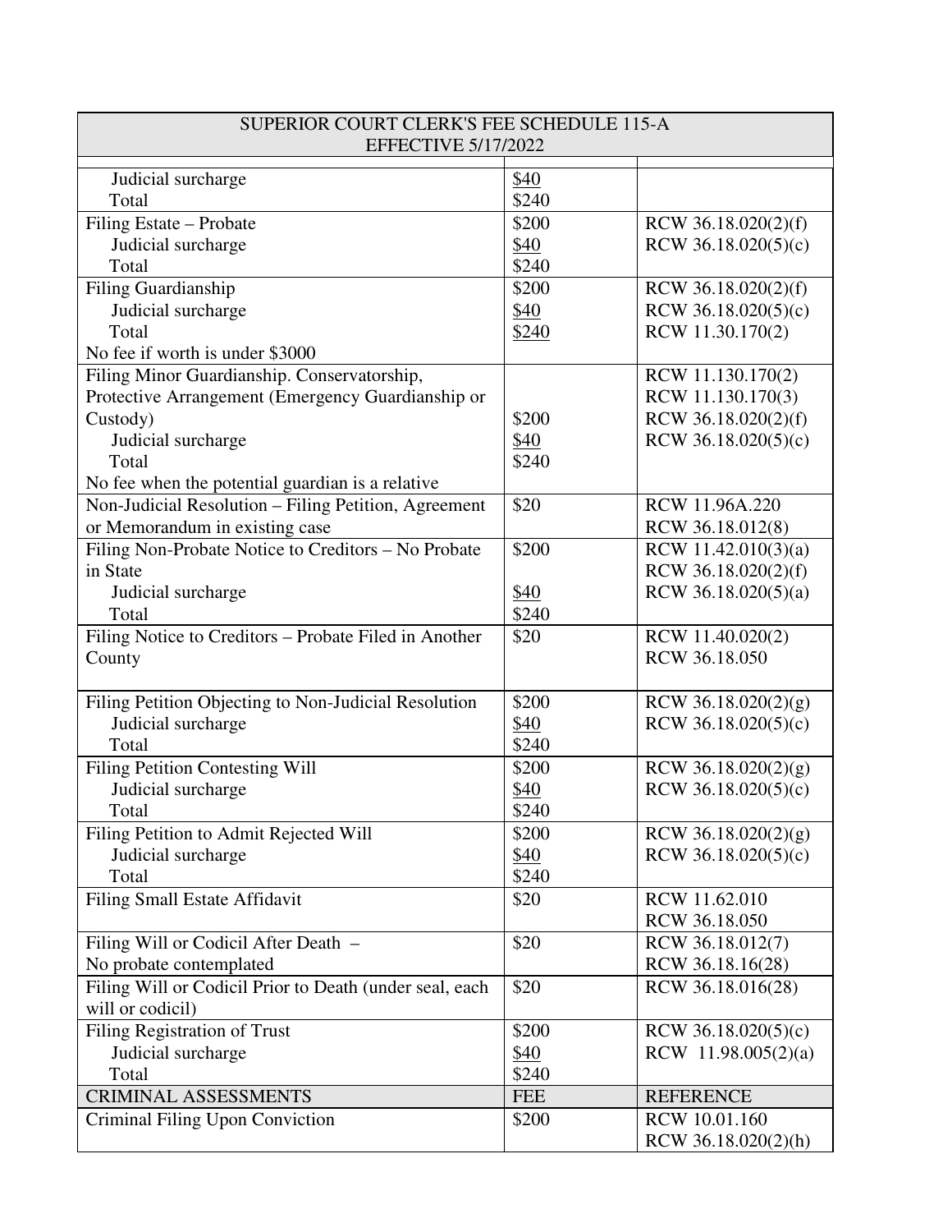| SUPERIOR COURT CLERK'S FEE SCHEDULE 115-A EFFECTIVE 5/17/2022 | | |
|---|---|---|
| | | |
| Judicial surcharge<br>Total | $40<br>$240 | |
| Filing Estate – Probate<br>Judicial surcharge<br>Total | $200<br>$40<br>$240 | RCW 36.18.020(2)(f)<br>RCW 36.18.020(5)(c) |
| Filing Guardianship<br>Judicial surcharge<br>Total<br>No fee if worth is under $3000 | $200<br>$40<br>$240 | RCW 36.18.020(2)(f)<br>RCW 36.18.020(5)(c)<br>RCW 11.30.170(2) |
| Filing Minor Guardianship. Conservatorship, Protective Arrangement (Emergency Guardianship or Custody)<br>Judicial surcharge<br>Total<br>No fee when the potential guardian is a relative | $200<br>$40<br>$240 | RCW 11.130.170(2)<br>RCW 11.130.170(3)<br>RCW 36.18.020(2)(f)<br>RCW 36.18.020(5)(c) |
| Non-Judicial Resolution – Filing Petition, Agreement or Memorandum in existing case | $20 | RCW 11.96A.220<br>RCW 36.18.012(8) |
| Filing Non-Probate Notice to Creditors – No Probate in State<br>Judicial surcharge<br>Total | $200<br>$40<br>$240 | RCW 11.42.010(3)(a)<br>RCW 36.18.020(2)(f)<br>RCW 36.18.020(5)(a) |
| Filing Notice to Creditors – Probate Filed in Another County | $20 | RCW 11.40.020(2)<br>RCW 36.18.050 |
| Filing Petition Objecting to Non-Judicial Resolution<br>Judicial surcharge<br>Total | $200<br>$40<br>$240 | RCW 36.18.020(2)(g)<br>RCW 36.18.020(5)(c) |
| Filing Petition Contesting Will<br>Judicial surcharge<br>Total | $200<br>$40<br>$240 | RCW 36.18.020(2)(g)<br>RCW 36.18.020(5)(c) |
| Filing Petition to Admit Rejected Will<br>Judicial surcharge<br>Total | $200<br>$40<br>$240 | RCW 36.18.020(2)(g)<br>RCW 36.18.020(5)(c) |
| Filing Small Estate Affidavit | $20 | RCW 11.62.010<br>RCW 36.18.050 |
| Filing Will or Codicil After Death –<br>No probate contemplated | $20 | RCW 36.18.012(7)<br>RCW 36.18.16(28) |
| Filing Will or Codicil Prior to Death (under seal, each will or codicil) | $20 | RCW 36.18.016(28) |
| Filing Registration of Trust<br>Judicial surcharge<br>Total | $200<br>$40<br>$240 | RCW 36.18.020(5)(c)<br>RCW 11.98.005(2)(a) |
| CRIMINAL ASSESSMENTS | FEE | REFERENCE |
| Criminal Filing Upon Conviction | $200 | RCW 10.01.160<br>RCW 36.18.020(2)(h) |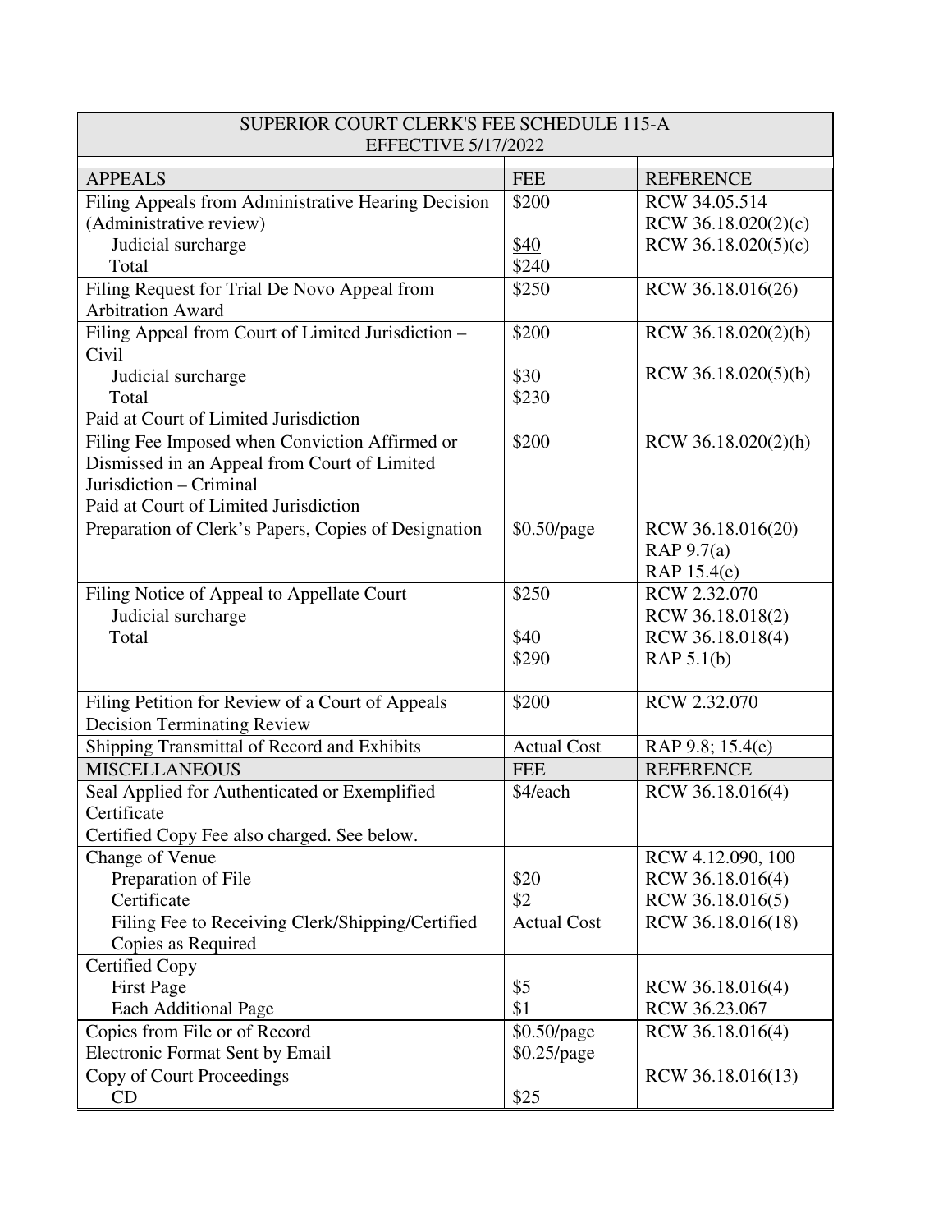| SUPERIOR COURT CLERK'S FEE SCHEDULE 115-A EFFECTIVE 5/17/2022 | | |
|---|---|---|
| **APPEALS** | **FEE** | **REFERENCE** |
| Filing Appeals from Administrative Hearing Decision (Administrative review)<br>Judicial surcharge<br>Total | $200<br><br>$40<br>$240 | RCW 34.05.514<br>RCW 36.18.020(2)(c)<br>RCW 36.18.020(5)(c) |
| Filing Request for Trial De Novo Appeal from Arbitration Award | $250 | RCW 36.18.016(26) |
| Filing Appeal from Court of Limited Jurisdiction – Civil<br>Judicial surcharge<br>Total<br>Paid at Court of Limited Jurisdiction | $200<br><br>$30<br>$230 | RCW 36.18.020(2)(b)<br><br>RCW 36.18.020(5)(b) |
| Filing Fee Imposed when Conviction Affirmed or Dismissed in an Appeal from Court of Limited Jurisdiction – Criminal<br>Paid at Court of Limited Jurisdiction | $200 | RCW 36.18.020(2)(h) |
| Preparation of Clerk's Papers, Copies of Designation | $0.50/page | RCW 36.18.016(20)<br>RAP 9.7(a)<br>RAP 15.4(e) |
| Filing Notice of Appeal to Appellate Court<br>Judicial surcharge<br>Total | $250<br><br>$40<br>$290 | RCW 2.32.070<br>RCW 36.18.018(2)<br>RCW 36.18.018(4)<br>RAP 5.1(b) |
| Filing Petition for Review of a Court of Appeals Decision Terminating Review | $200 | RCW 2.32.070 |
| Shipping Transmittal of Record and Exhibits | Actual Cost | RAP 9.8; 15.4(e) |
| **MISCELLANEOUS** | **FEE** | **REFERENCE** |
| Seal Applied for Authenticated or Exemplified Certificate<br>Certified Copy Fee also charged. See below. | $4/each | RCW 36.18.016(4) |
| Change of Venue<br>Preparation of File<br>Certificate<br>Filing Fee to Receiving Clerk/Shipping/Certified Copies as Required | <br>$20<br>$2<br>Actual Cost | RCW 4.12.090, 100<br>RCW 36.18.016(4)<br>RCW 36.18.016(5)<br>RCW 36.18.016(18) |
| Certified Copy<br>First Page<br>Each Additional Page | <br>$5<br>$1 | <br>RCW 36.18.016(4)<br>RCW 36.23.067 |
| Copies from File or of Record<br>Electronic Format Sent by Email | $0.50/page<br>$0.25/page | RCW 36.18.016(4) |
| Copy of Court Proceedings<br>CD | <br>$25 | RCW 36.18.016(13) |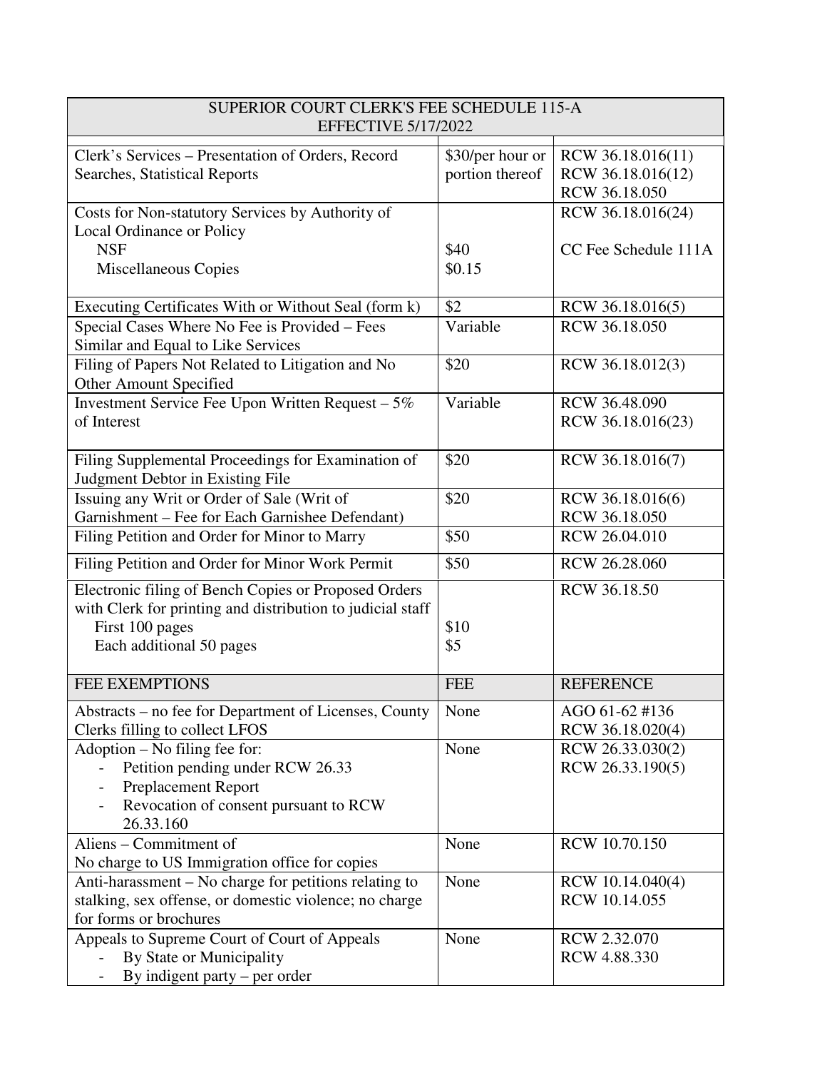| SUPERIOR COURT CLERK'S FEE SCHEDULE 115-A EFFECTIVE 5/17/2022 | | |
|---|---|---|
| Clerk's Services – Presentation of Orders, Record Searches, Statistical Reports | \$30/per hour or portion thereof | RCW 36.18.016(11) RCW 36.18.016(12) RCW 36.18.050 |
| Costs for Non-statutory Services by Authority of Local Ordinance or Policy<br>NSF<br>Miscellaneous Copies | <br><br>\$40<br>\$0.15 | RCW 36.18.016(24)<br><br>CC Fee Schedule 111A |
| Executing Certificates With or Without Seal (form k) | \$2 | RCW 36.18.016(5) |
| Special Cases Where No Fee is Provided – Fees Similar and Equal to Like Services | Variable | RCW 36.18.050 |
| Filing of Papers Not Related to Litigation and No Other Amount Specified | \$20 | RCW 36.18.012(3) |
| Investment Service Fee Upon Written Request – 5% of Interest | Variable | RCW 36.48.090 RCW 36.18.016(23) |
| Filing Supplemental Proceedings for Examination of Judgment Debtor in Existing File | \$20 | RCW 36.18.016(7) |
| Issuing any Writ or Order of Sale (Writ of Garnishment – Fee for Each Garnishee Defendant) | \$20 | RCW 36.18.016(6) RCW 36.18.050 |
| Filing Petition and Order for Minor to Marry | \$50 | RCW 26.04.010 |
| Filing Petition and Order for Minor Work Permit | \$50 | RCW 26.28.060 |
| Electronic filing of Bench Copies or Proposed Orders with Clerk for printing and distribution to judicial staff<br>First 100 pages<br>Each additional 50 pages | <br><br>\$10<br>\$5 | RCW 36.18.50 |
| FEE EXEMPTIONS | FEE | REFERENCE |
| Abstracts – no fee for Department of Licenses, County Clerks filling to collect LFOS | None | AGO 61-62 #136 RCW 36.18.020(4) |
| Adoption – No filing fee for:<br>- Petition pending under RCW 26.33<br>- Preplacement Report<br>- Revocation of consent pursuant to RCW 26.33.160 | None | RCW 26.33.030(2) RCW 26.33.190(5) |
| Aliens – Commitment of<br>No charge to US Immigration office for copies | None | RCW 10.70.150 |
| Anti-harassment – No charge for petitions relating to stalking, sex offense, or domestic violence; no charge for forms or brochures | None | RCW 10.14.040(4) RCW 10.14.055 |
| Appeals to Supreme Court of Court of Appeals<br>- By State or Municipality<br>- By indigent party – per order | None | RCW 2.32.070 RCW 4.88.330 |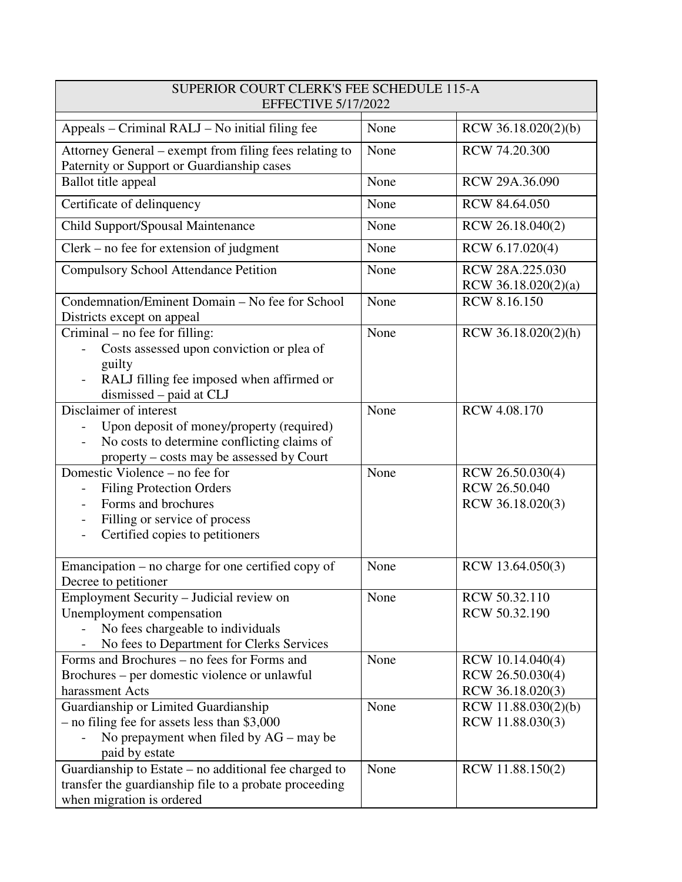| SUPERIOR COURT CLERK'S FEE SCHEDULE 115-A<br>EFFECTIVE 5/17/2022 | | |
|---|---|---|
| Appeals – Criminal RALJ – No initial filing fee | None | RCW 36.18.020(2)(b) |
| Attorney General – exempt from filing fees relating to Paternity or Support or Guardianship cases | None | RCW 74.20.300 |
| Ballot title appeal | None | RCW 29A.36.090 |
| Certificate of delinquency | None | RCW 84.64.050 |
| Child Support/Spousal Maintenance | None | RCW 26.18.040(2) |
| Clerk – no fee for extension of judgment | None | RCW 6.17.020(4) |
| Compulsory School Attendance Petition | None | RCW 28A.225.030<br>RCW 36.18.020(2)(a) |
| Condemnation/Eminent Domain – No fee for School Districts except on appeal | None | RCW 8.16.150 |
| Criminal – no fee for filling:<br>- Costs assessed upon conviction or plea of guilty<br>- RALJ filling fee imposed when affirmed or dismissed – paid at CLJ | None | RCW 36.18.020(2)(h) |
| Disclaimer of interest<br>- Upon deposit of money/property (required)<br>- No costs to determine conflicting claims of property – costs may be assessed by Court | None | RCW 4.08.170 |
| Domestic Violence – no fee for<br>- Filing Protection Orders<br>- Forms and brochures<br>- Filling or service of process<br>- Certified copies to petitioners | None | RCW 26.50.030(4)<br>RCW 26.50.040<br>RCW 36.18.020(3) |
| Emancipation – no charge for one certified copy of Decree to petitioner | None | RCW 13.64.050(3) |
| Employment Security – Judicial review on Unemployment compensation<br>- No fees chargeable to individuals<br>- No fees to Department for Clerks Services | None | RCW 50.32.110<br>RCW 50.32.190 |
| Forms and Brochures – no fees for Forms and Brochures – per domestic violence or unlawful harassment Acts | None | RCW 10.14.040(4)<br>RCW 26.50.030(4)<br>RCW 36.18.020(3) |
| Guardianship or Limited Guardianship<br>– no filing fee for assets less than $3,000<br>- No prepayment when filed by AG – may be paid by estate | None | RCW 11.88.030(2)(b)<br>RCW 11.88.030(3) |
| Guardianship to Estate – no additional fee charged to transfer the guardianship file to a probate proceeding when migration is ordered | None | RCW 11.88.150(2) |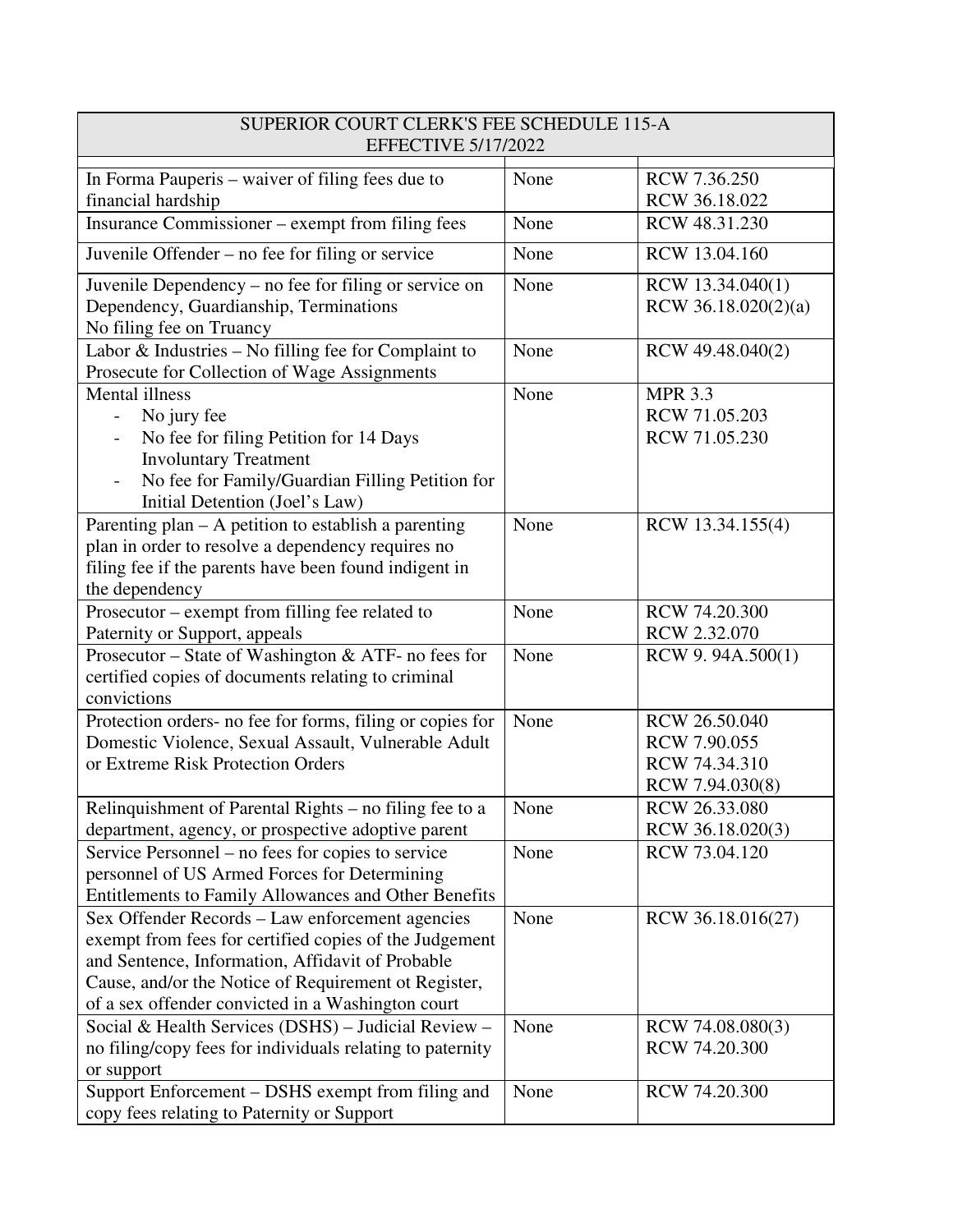| SUPERIOR COURT CLERK'S FEE SCHEDULE 115-A EFFECTIVE 5/17/2022 | | |
|---|---|---|
| | | |
| In Forma Pauperis – waiver of filing fees due to financial hardship | None | RCW 7.36.250<br>RCW 36.18.022 |
| Insurance Commissioner – exempt from filing fees | None | RCW 48.31.230 |
| Juvenile Offender – no fee for filing or service | None | RCW 13.04.160 |
| Juvenile Dependency – no fee for filing or service on Dependency, Guardianship, Terminations<br>No filing fee on Truancy | None | RCW 13.34.040(1)<br>RCW 36.18.020(2)(a) |
| Labor & Industries – No filling fee for Complaint to Prosecute for Collection of Wage Assignments | None | RCW 49.48.040(2) |
| Mental illness<br>- No jury fee<br>- No fee for filing Petition for 14 Days Involuntary Treatment<br>- No fee for Family/Guardian Filling Petition for Initial Detention (Joel's Law) | None | MPR 3.3<br>RCW 71.05.203<br>RCW 71.05.230 |
| Parenting plan – A petition to establish a parenting plan in order to resolve a dependency requires no filing fee if the parents have been found indigent in the dependency | None | RCW 13.34.155(4) |
| Prosecutor – exempt from filling fee related to Paternity or Support, appeals | None | RCW 74.20.300<br>RCW 2.32.070 |
| Prosecutor – State of Washington & ATF- no fees for certified copies of documents relating to criminal convictions | None | RCW 9. 94A.500(1) |
| Protection orders- no fee for forms, filing or copies for Domestic Violence, Sexual Assault, Vulnerable Adult or Extreme Risk Protection Orders | None | RCW 26.50.040<br>RCW 7.90.055<br>RCW 74.34.310<br>RCW 7.94.030(8) |
| Relinquishment of Parental Rights – no filing fee to a department, agency, or prospective adoptive parent | None | RCW 26.33.080<br>RCW 36.18.020(3) |
| Service Personnel – no fees for copies to service personnel of US Armed Forces for Determining Entitlements to Family Allowances and Other Benefits | None | RCW 73.04.120 |
| Sex Offender Records – Law enforcement agencies exempt from fees for certified copies of the Judgement and Sentence, Information, Affidavit of Probable Cause, and/or the Notice of Requirement ot Register, of a sex offender convicted in a Washington court | None | RCW 36.18.016(27) |
| Social & Health Services (DSHS) – Judicial Review – no filing/copy fees for individuals relating to paternity or support | None | RCW 74.08.080(3)<br>RCW 74.20.300 |
| Support Enforcement – DSHS exempt from filing and copy fees relating to Paternity or Support | None | RCW 74.20.300 |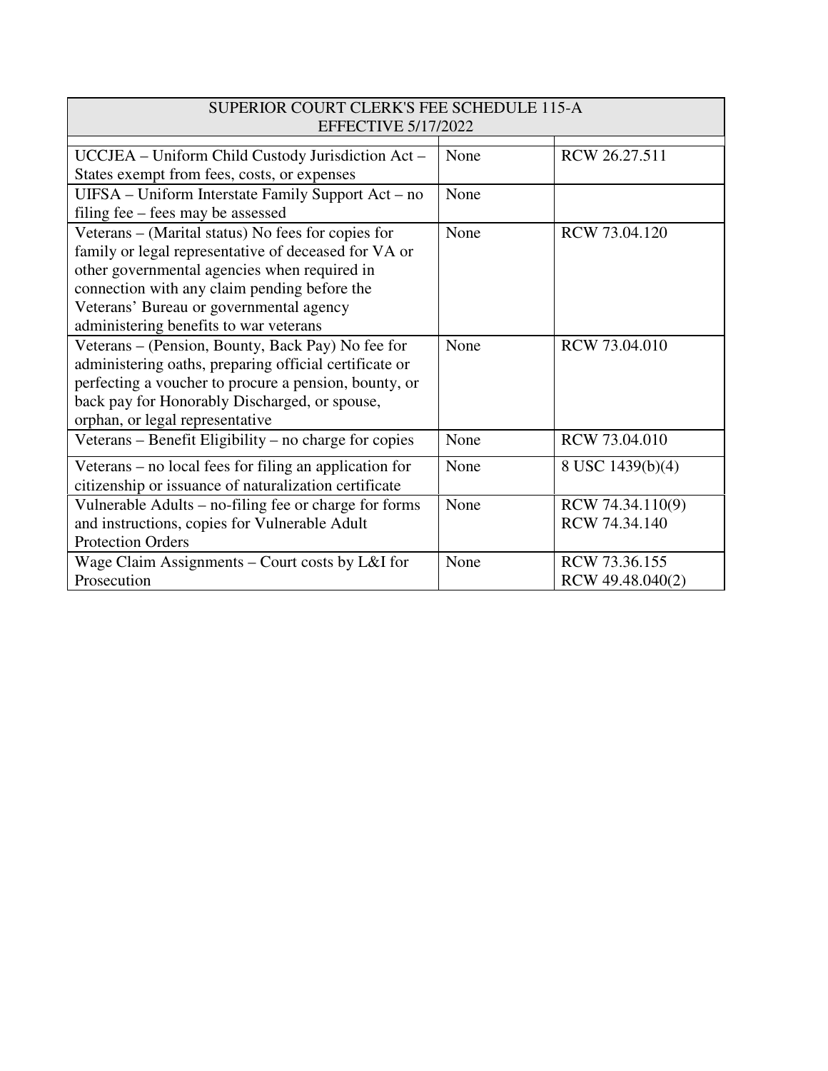| SUPERIOR COURT CLERK'S FEE SCHEDULE 115-A EFFECTIVE 5/17/2022 | | |
|---|---|---|
| | | |
| UCCJEA – Uniform Child Custody Jurisdiction Act – States exempt from fees, costs, or expenses | None | RCW 26.27.511 |
| UIFSA – Uniform Interstate Family Support Act – no filing fee – fees may be assessed | None | |
| Veterans – (Marital status) No fees for copies for family or legal representative of deceased for VA or other governmental agencies when required in connection with any claim pending before the Veterans' Bureau or governmental agency administering benefits to war veterans | None | RCW 73.04.120 |
| Veterans – (Pension, Bounty, Back Pay) No fee for administering oaths, preparing official certificate or perfecting a voucher to procure a pension, bounty, or back pay for Honorably Discharged, or spouse, orphan, or legal representative | None | RCW 73.04.010 |
| Veterans – Benefit Eligibility – no charge for copies | None | RCW 73.04.010 |
| Veterans – no local fees for filing an application for citizenship or issuance of naturalization certificate | None | 8 USC 1439(b)(4) |
| Vulnerable Adults – no-filing fee or charge for forms and instructions, copies for Vulnerable Adult Protection Orders | None | RCW 74.34.110(9) RCW 74.34.140 |
| Wage Claim Assignments – Court costs by L&I for Prosecution | None | RCW 73.36.155 RCW 49.48.040(2) |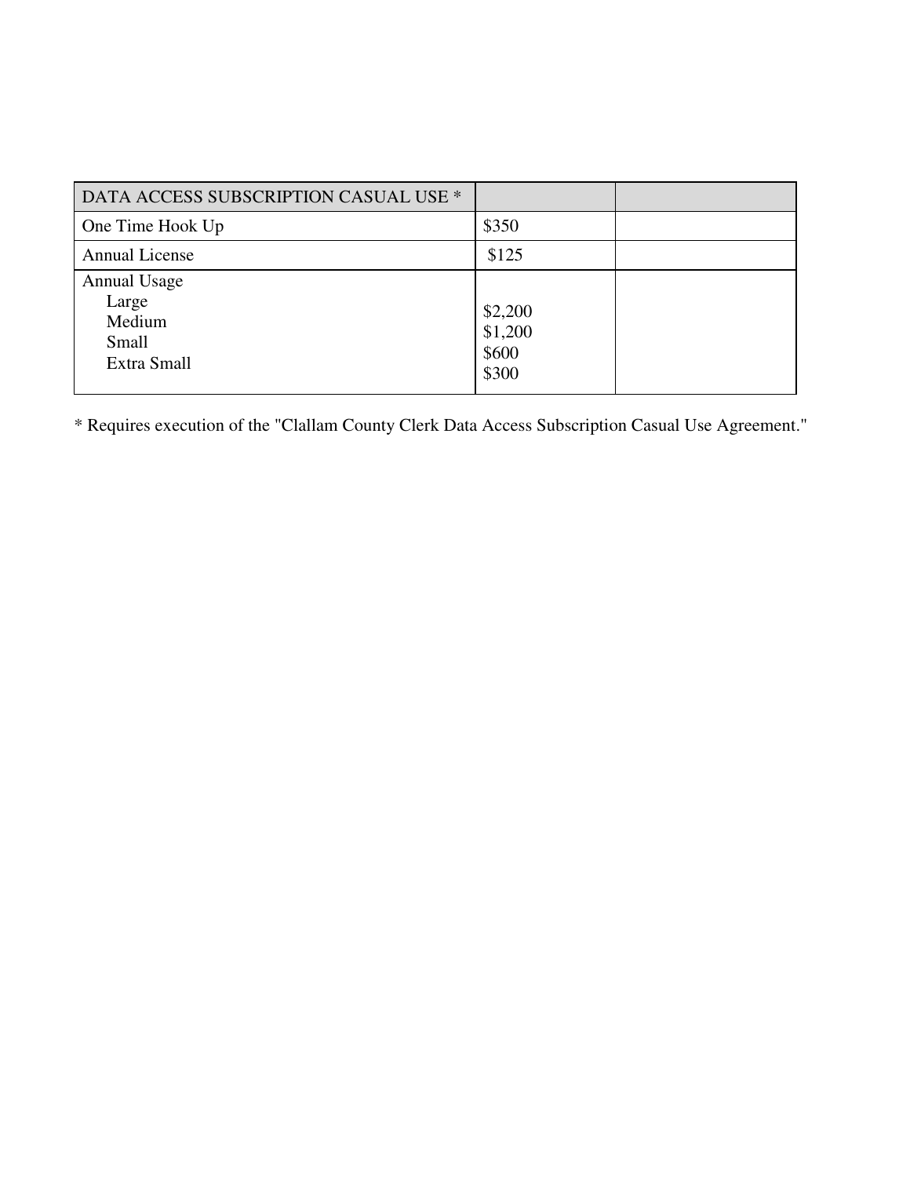| DATA ACCESS SUBSCRIPTION CASUAL USE * | | |
|---|---|---|
| One Time Hook Up | $350 | |
| Annual License | $125 | |
| Annual Usage<br>Large<br>Medium<br>Small<br>Extra Small | <br>$2,200<br>$1,200<br>$600<br>$300 | |

* Requires execution of the "Clallam County Clerk Data Access Subscription Casual Use Agreement."